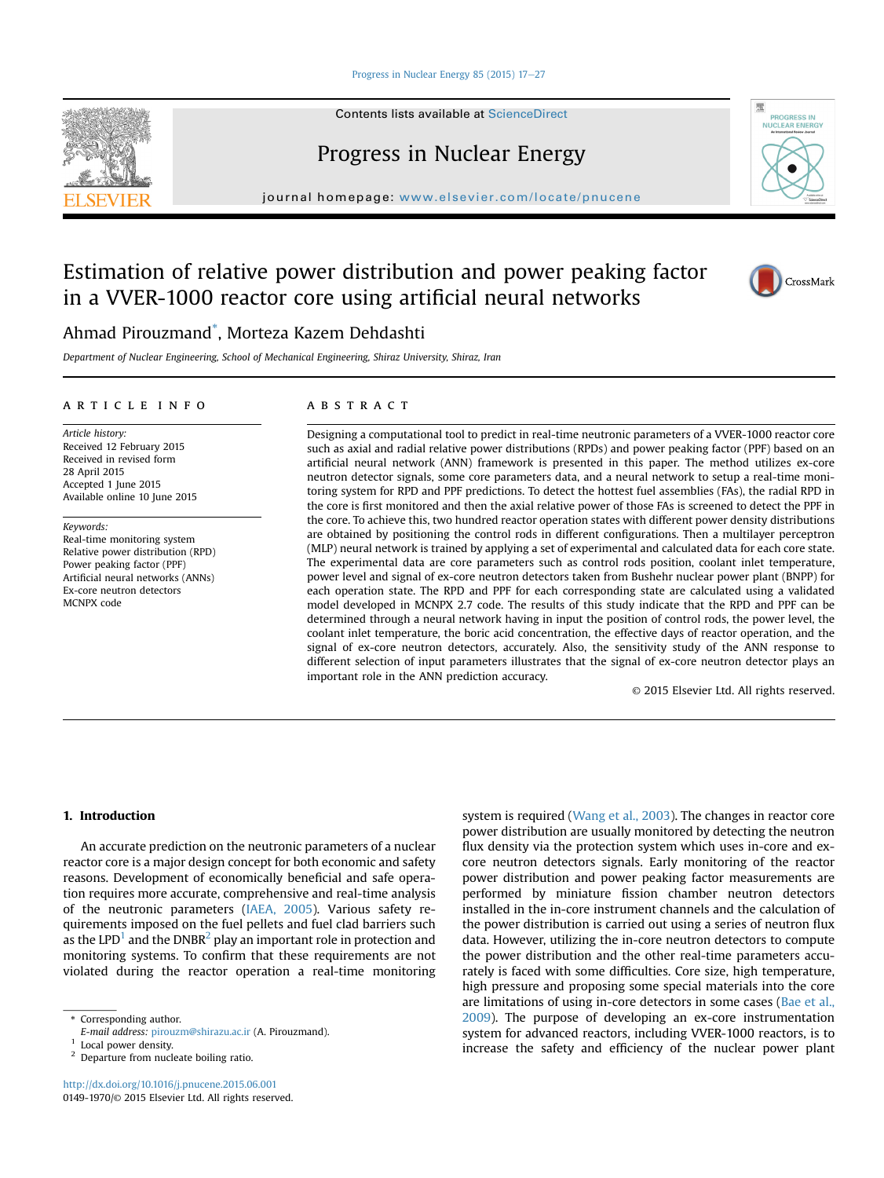# Estimation of relative power distribution and power peaking factor in a VVER-1000 reactor core using artificial neural networks

Ahmad Pirouzmand*, Morteza Kazem Dehdashti

*Department of Nuclear Engineering, School of Mechanical Engineering, Shiraz University, Shiraz, Iran*

## ARTICLE INFO

*Article history:*
Received 12 February 2015
Received in revised form
28 April 2015
Accepted 1 June 2015
Available online 10 June 2015

*Keywords:*
Real-time monitoring system
Relative power distribution (RPD)
Power peaking factor (PPF)
Artificial neural networks (ANNs)
Ex-core neutron detectors
MCNPX code

## ABSTRACT

Designing a computational tool to predict in real-time neutronic parameters of a VVER-1000 reactor core such as axial and radial relative power distributions (RPDs) and power peaking factor (PPF) based on an artificial neural network (ANN) framework is presented in this paper. The method utilizes ex-core neutron detector signals, some core parameters data, and a neural network to setup a real-time monitoring system for RPD and PPF predictions. To detect the hottest fuel assemblies (FAs), the radial RPD in the core is first monitored and then the axial relative power of those FAs is screened to detect the PPF in the core. To achieve this, two hundred reactor operation states with different power density distributions are obtained by positioning the control rods in different configurations. Then a multilayer perceptron (MLP) neural network is trained by applying a set of experimental and calculated data for each core state. The experimental data are core parameters such as control rods position, coolant inlet temperature, power level and signal of ex-core neutron detectors taken from Bushehr nuclear power plant (BNPP) for each operation state. The RPD and PPF for each corresponding state are calculated using a validated model developed in MCNPX 2.7 code. The results of this study indicate that the RPD and PPF can be determined through a neural network having in input the position of control rods, the power level, the coolant inlet temperature, the boric acid concentration, the effective days of reactor operation, and the signal of ex-core neutron detectors, accurately. Also, the sensitivity study of the ANN response to different selection of input parameters illustrates that the signal of ex-core neutron detector plays an important role in the ANN prediction accuracy.

© 2015 Elsevier Ltd. All rights reserved.

## 1. Introduction

An accurate prediction on the neutronic parameters of a nuclear reactor core is a major design concept for both economic and safety reasons. Development of economically beneficial and safe operation requires more accurate, comprehensive and real-time analysis of the neutronic parameters (IAEA, 2005). Various safety requirements imposed on the fuel pellets and fuel clad barriers such as the LPD[1] and the DNBR[2] play an important role in protection and monitoring systems. To confirm that these requirements are not violated during the reactor operation a real-time monitoring system is required (Wang et al., 2003). The changes in reactor core power distribution are usually monitored by detecting the neutron flux density via the protection system which uses in-core and ex-core neutron detectors signals. Early monitoring of the reactor power distribution and power peaking factor measurements are performed by miniature fission chamber neutron detectors installed in the in-core instrument channels and the calculation of the power distribution is carried out using a series of neutron flux data. However, utilizing the in-core neutron detectors to compute the power distribution and the other real-time parameters accurately is faced with some difficulties. Core size, high temperature, high pressure and proposing some special materials into the core are limitations of using in-core detectors in some cases (Bae et al., 2009). The purpose of developing an ex-core instrumentation system for advanced reactors, including VVER-1000 reactors, is to increase the safety and efficiency of the nuclear power plant

---

* Corresponding author.
*E-mail address:* pirouzm@shirazu.ac.ir (A. Pirouzmand).

[1] Local power density.

[2] Departure from nucleate boiling ratio.

http://dx.doi.org/10.1016/j.pnucene.2015.06.001
0149-1970/© 2015 Elsevier Ltd. All rights reserved.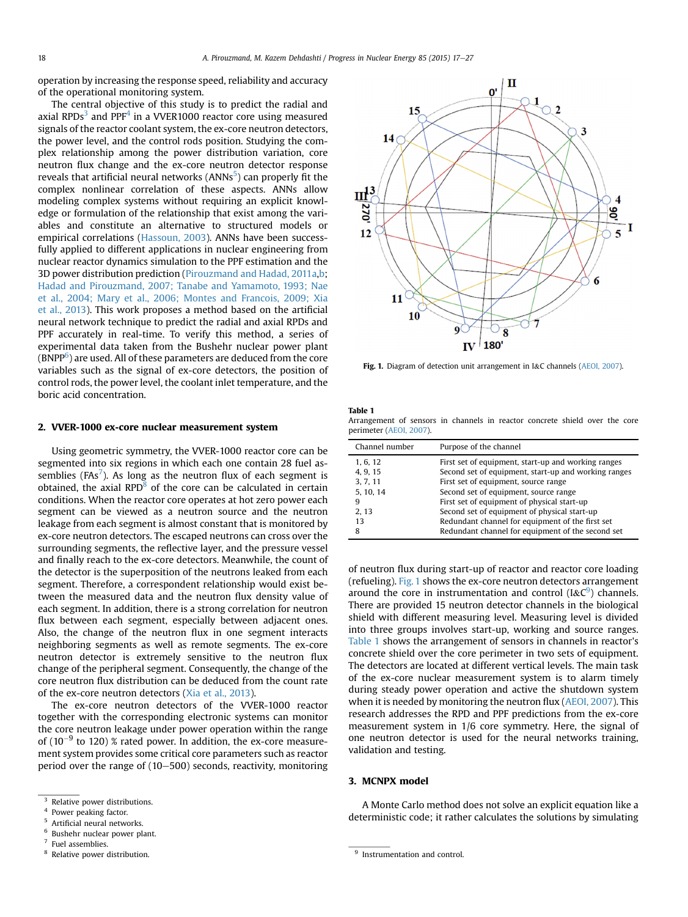operation by increasing the response speed, reliability and accuracy of the operational monitoring system.

The central objective of this study is to predict the radial and axial RPDs[3] and PPF[4] in a VVER1000 reactor core using measured signals of the reactor coolant system, the ex-core neutron detectors, the power level, and the control rods position. Studying the complex relationship among the power distribution variation, core neutron flux change and the ex-core neutron detector response reveals that artificial neural networks (ANNs[5]) can properly fit the complex nonlinear correlation of these aspects. ANNs allow modeling complex systems without requiring an explicit knowledge or formulation of the relationship that exist among the variables and constitute an alternative to structured models or empirical correlations (Hassoun, 2003). ANNs have been successfully applied to different applications in nuclear engineering from nuclear reactor dynamics simulation to the PPF estimation and the 3D power distribution prediction (Pirouzmand and Hadad, 2011a,b; Hadad and Pirouzmand, 2007; Tanabe and Yamamoto, 1993; Nae et al., 2004; Mary et al., 2006; Montes and Francois, 2009; Xia et al., 2013). This work proposes a method based on the artificial neural network technique to predict the radial and axial RPDs and PPF accurately in real-time. To verify this method, a series of experimental data taken from the Bushehr nuclear power plant (BNPP[6]) are used. All of these parameters are deduced from the core variables such as the signal of ex-core detectors, the position of control rods, the power level, the coolant inlet temperature, and the boric acid concentration.

## 2. VVER-1000 ex-core nuclear measurement system

Using geometric symmetry, the VVER-1000 reactor core can be segmented into six regions in which each one contain 28 fuel assemblies (FAs[7]). As long as the neutron flux of each segment is obtained, the axial RPD[8] of the core can be calculated in certain conditions. When the reactor core operates at hot zero power each segment can be viewed as a neutron source and the neutron leakage from each segment is almost constant that is monitored by ex-core neutron detectors. The escaped neutrons can cross over the surrounding segments, the reflective layer, and the pressure vessel and finally reach to the ex-core detectors. Meanwhile, the count of the detector is the superposition of the neutrons leaked from each segment. Therefore, a correspondent relationship would exist between the measured data and the neutron flux density value of each segment. In addition, there is a strong correlation for neutron flux between each segment, especially between adjacent ones. Also, the change of the neutron flux in one segment interacts neighboring segments as well as remote segments. The ex-core neutron detector is extremely sensitive to the neutron flux change of the peripheral segment. Consequently, the change of the core neutron flux distribution can be deduced from the count rate of the ex-core neutron detectors (Xia et al., 2013).

The ex-core neutron detectors of the VVER-1000 reactor together with the corresponding electronic systems can monitor the core neutron leakage under power operation within the range of ($10^{-9}$ to 120) % rated power. In addition, the ex-core measurement system provides some critical core parameters such as reactor period over the range of (10–500) seconds, reactivity, monitoring of neutron flux during start-up of reactor and reactor core loading (refueling). Fig. 1 shows the ex-core neutron detectors arrangement around the core in instrumentation and control (I&C[9]) channels. There are provided 15 neutron detector channels in the biological shield with different measuring level. Measuring level is divided into three groups involves start-up, working and source ranges. Table 1 shows the arrangement of sensors in channels in reactor's concrete shield over the core perimeter in two sets of equipment. The detectors are located at different vertical levels. The main task of the ex-core nuclear measurement system is to alarm timely during steady power operation and active the shutdown system when it is needed by monitoring the neutron flux (AEOI, 2007). This research addresses the RPD and PPF predictions from the ex-core measurement system in 1/6 core symmetry. Here, the signal of one neutron detector is used for the neural networks training, validation and testing.

0'
II
1
2
3
15
14
13
III
270'
12
4
90'
5
I
6
11
10
9
8
7
IV
180'

**Fig. 1.** Diagram of detection unit arrangement in I&C channels (AEOI, 2007).

**Table 1**
Arrangement of sensors in channels in reactor concrete shield over the core perimeter (AEOI, 2007).

| Channel number | Purpose of the channel |
|---|---|
| 1, 6, 12 | First set of equipment, start-up and working ranges |
| 4, 9, 15 | Second set of equipment, start-up and working ranges |
| 3, 7, 11 | First set of equipment, source range |
| 5, 10, 14 | Second set of equipment, source range |
| 9 | First set of equipment of physical start-up |
| 2, 13 | Second set of equipment of physical start-up |
| 13 | Redundant channel for equipment of the first set |
| 8 | Redundant channel for equipment of the second set |

## 3. MCNPX model

A Monte Carlo method does not solve an explicit equation like a deterministic code; it rather calculates the solutions by simulating

[3] Relative power distributions.
[4] Power peaking factor.
[5] Artificial neural networks.
[6] Bushehr nuclear power plant.
[7] Fuel assemblies.
[8] Relative power distribution.
[9] Instrumentation and control.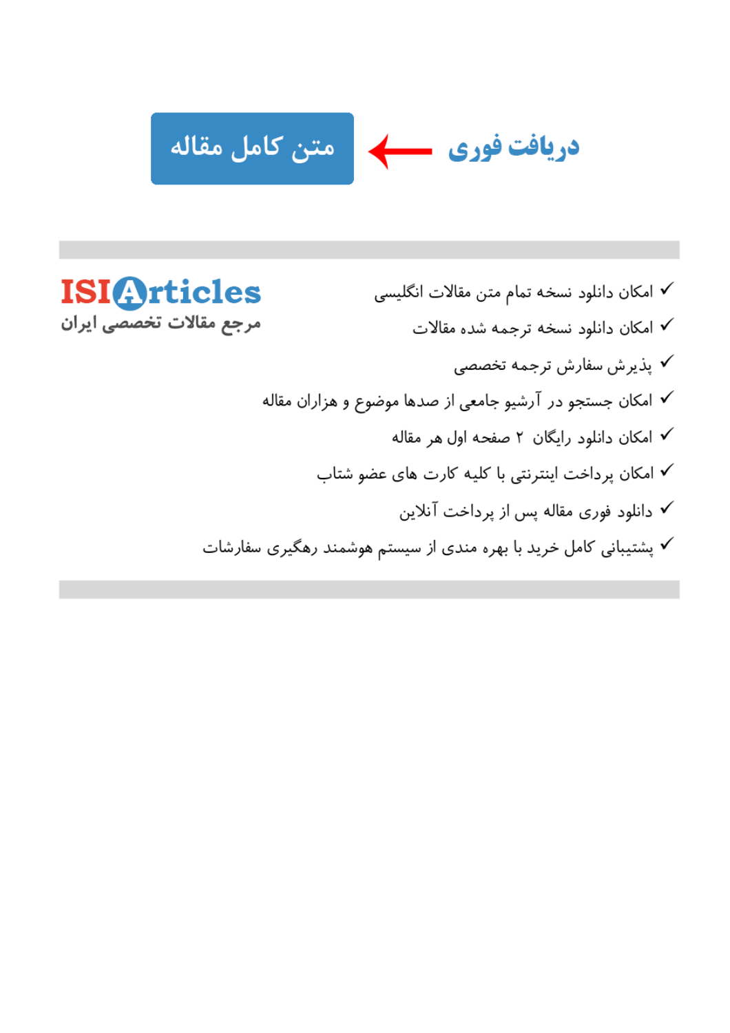دریافت فوری ← متن کامل مقاله

**ISIArticles**
مرجع مقالات تخصصی ایران

- ✓ امکان دانلود نسخه تمام متن مقالات انگلیسی
- ✓ امکان دانلود نسخه ترجمه شده مقالات
- ✓ پذیرش سفارش ترجمه تخصصی
- ✓ امکان جستجو در آرشیو جامعی از صدها موضوع و هزاران مقاله
- ✓ امکان دانلود رایگان ۲ صفحه اول هر مقاله
- ✓ امکان پرداخت اینترنتی با کلیه کارت های عضو شتاب
- ✓ دانلود فوری مقاله پس از پرداخت آنلاین
- ✓ پشتیبانی کامل خرید با بهره مندی از سیستم هوشمند رهگیری سفارشات